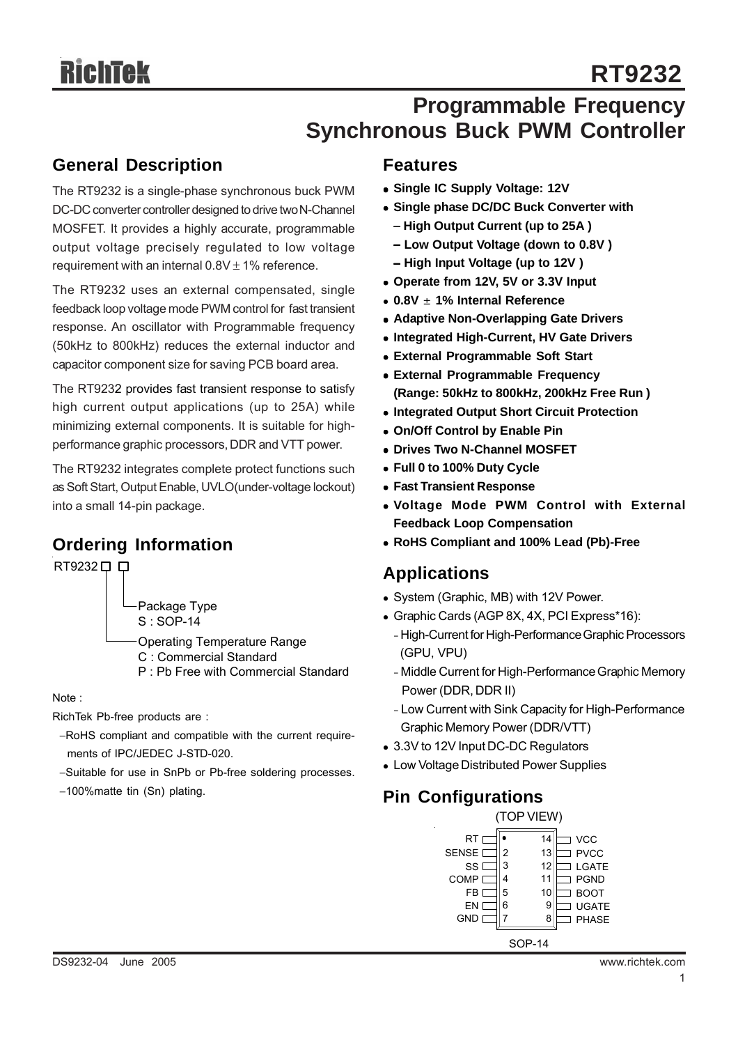# RT9232

## Programmable Frequency Synchronous Buck PWM Controller

## General Description

The RT9232 is a single-phase synchronous buck PWM DC-DC converter controller designed to drive two N-Channel MOSFET. It provides a highly accurate, programmable output voltage precisely regulated to low voltage requirement with an internal 0.8V ± 1% reference.

The RT9232 uses an external compensated, single feedback loop voltage mode PWM control for fast transient response. An oscillator with Programmable frequency (50kHz to 800kHz) reduces the external inductor and capacitor component size for saving PCB board area.

The RT9232 provides fast transient response to satisfy high current output applications (up to 25A) while minimizing external components. It is suitable for high-performance graphic processors, DDR and VTT power.

The RT9232 integrates complete protect functions such as Soft Start, Output Enable, UVLO(under-voltage lockout) into a small 14-pin package.

## Ordering Information

RT9232 □ □

- Package Type
  - S : SOP-14
- Operating Temperature Range
  - C : Commercial Standard
  - P : Pb Free with Commercial Standard

Note :

RichTek Pb-free products are :

- RoHS compliant and compatible with the current requirements of IPC/JEDEC J-STD-020.
- Suitable for use in SnPb or Pb-free soldering processes.
- 100%matte tin (Sn) plating.

## Features

- **Single IC Supply Voltage: 12V**
- **Single phase DC/DC Buck Converter with**
  - **High Output Current (up to 25A )**
  - **Low Output Voltage (down to 0.8V )**
  - **High Input Voltage (up to 12V )**
- **Operate from 12V, 5V or 3.3V Input**
- **0.8V ± 1% Internal Reference**
- **Adaptive Non-Overlapping Gate Drivers**
- **Integrated High-Current, HV Gate Drivers**
- **External Programmable Soft Start**
- **External Programmable Frequency (Range: 50kHz to 800kHz, 200kHz Free Run )**
- **Integrated Output Short Circuit Protection**
- **On/Off Control by Enable Pin**
- **Drives Two N-Channel MOSFET**
- **Full 0 to 100% Duty Cycle**
- **Fast Transient Response**
- **Voltage Mode PWM Control with External Feedback Loop Compensation**
- **RoHS Compliant and 100% Lead (Pb)-Free**

## Applications

- System (Graphic, MB) with 12V Power.
- Graphic Cards (AGP 8X, 4X, PCI Express*16):
  - High-Current for High-Performance Graphic Processors (GPU, VPU)
  - Middle Current for High-Performance Graphic Memory Power (DDR, DDR II)
  - Low Current with Sink Capacity for High-Performance Graphic Memory Power (DDR/VTT)
- 3.3V to 12V Input DC-DC Regulators
- Low Voltage Distributed Power Supplies

## Pin Configurations

(TOP VIEW)

| Pin | Name | Pin | Name |
|---|---|---|---|
| 1 | RT | 14 | VCC |
| 2 | SENSE | 13 | PVCC |
| 3 | SS | 12 | LGATE |
| 4 | COMP | 11 | PGND |
| 5 | FB | 10 | BOOT |
| 6 | EN | 9 | UGATE |
| 7 | GND | 8 | PHASE |

SOP-14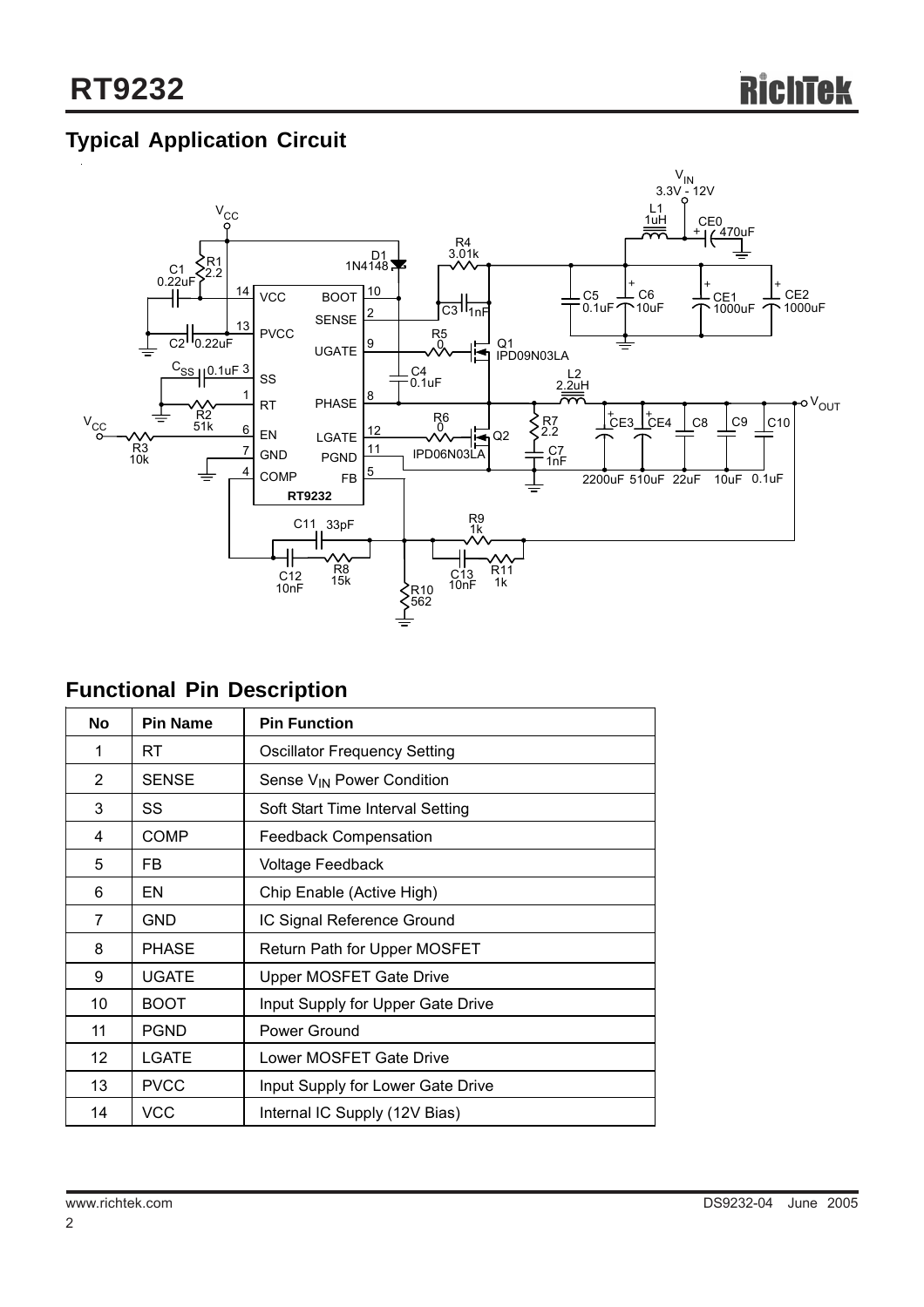## Typical Application Circuit

## Functional Pin Description

| No | Pin Name | Pin Function |
|---|---|---|
| 1 | RT | Oscillator Frequency Setting |
| 2 | SENSE | Sense $V_{IN}$ Power Condition |
| 3 | SS | Soft Start Time Interval Setting |
| 4 | COMP | Feedback Compensation |
| 5 | FB | Voltage Feedback |
| 6 | EN | Chip Enable (Active High) |
| 7 | GND | IC Signal Reference Ground |
| 8 | PHASE | Return Path for Upper MOSFET |
| 9 | UGATE | Upper MOSFET Gate Drive |
| 10 | BOOT | Input Supply for Upper Gate Drive |
| 11 | PGND | Power Ground |
| 12 | LGATE | Lower MOSFET Gate Drive |
| 13 | PVCC | Input Supply for Lower Gate Drive |
| 14 | VCC | Internal IC Supply (12V Bias) |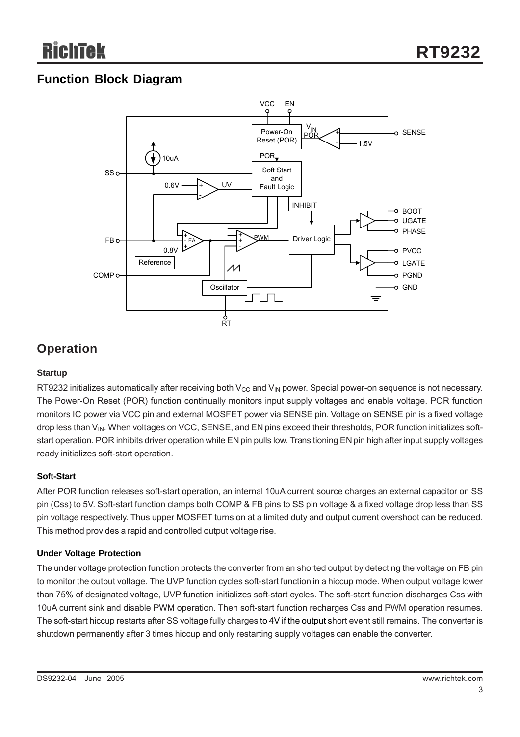## Function Block Diagram

## Operation

### Startup

RT9232 initializes automatically after receiving both $V_{CC}$ and $V_{IN}$ power. Special power-on sequence is not necessary. The Power-On Reset (POR) function continually monitors input supply voltages and enable voltage. POR function monitors IC power via VCC pin and external MOSFET power via SENSE pin. Voltage on SENSE pin is a fixed voltage drop less than $V_{IN}$. When voltages on VCC, SENSE, and EN pins exceed their thresholds, POR function initializes soft-start operation. POR inhibits driver operation while EN pin pulls low. Transitioning EN pin high after input supply voltages ready initializes soft-start operation.

### Soft-Start

After POR function releases soft-start operation, an internal 10uA current source charges an external capacitor on SS pin (Css) to 5V. Soft-start function clamps both COMP & FB pins to SS pin voltage & a fixed voltage drop less than SS pin voltage respectively. Thus upper MOSFET turns on at a limited duty and output current overshoot can be reduced. This method provides a rapid and controlled output voltage rise.

### Under Voltage Protection

The under voltage protection function protects the converter from an shorted output by detecting the voltage on FB pin to monitor the output voltage. The UVP function cycles soft-start function in a hiccup mode. When output voltage lower than 75% of designated voltage, UVP function initializes soft-start cycles. The soft-start function discharges Css with 10uA current sink and disable PWM operation. Then soft-start function recharges Css and PWM operation resumes. The soft-start hiccup restarts after SS voltage fully charges to 4V if the output short event still remains. The converter is shutdown permanently after 3 times hiccup and only restarting supply voltages can enable the converter.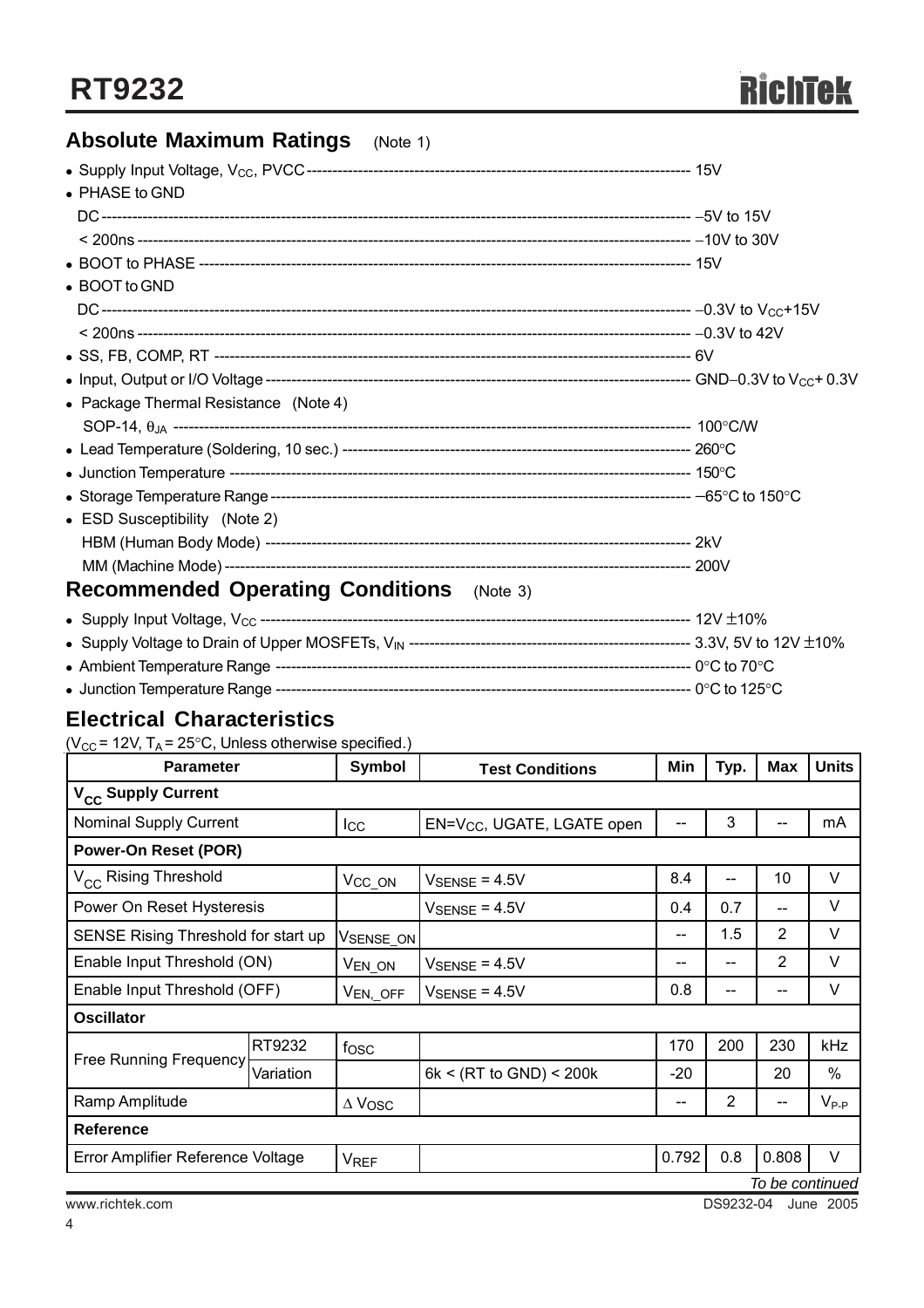## Absolute Maximum Ratings (Note 1)

- Supply Input Voltage, $V_{CC}$, PVCC ---------- 15V
- PHASE to GND
  - DC ---------- −5V to 15V
  - < 200ns ---------- −10V to 30V
- BOOT to PHASE ---------- 15V
- BOOT to GND
  - DC ---------- −0.3V to $V_{CC}$+15V
  - < 200ns ---------- −0.3V to 42V
- SS, FB, COMP, RT ---------- 6V
- Input, Output or I/O Voltage ---------- GND−0.3V to $V_{CC}$+ 0.3V
- Package Thermal Resistance (Note 4)
  - SOP-14, $\theta_{JA}$ ---------- 100°C/W
- Lead Temperature (Soldering, 10 sec.) ---------- 260°C
- Junction Temperature ---------- 150°C
- Storage Temperature Range ---------- −65°C to 150°C
- ESD Susceptibility (Note 2)
  - HBM (Human Body Mode) ---------- 2kV
  - MM (Machine Mode) ---------- 200V

## Recommended Operating Conditions (Note 3)

- Supply Input Voltage, $V_{CC}$ ---------- 12V ±10%
- Supply Voltage to Drain of Upper MOSFETs, $V_{IN}$ ---------- 3.3V, 5V to 12V ±10%
- Ambient Temperature Range ---------- 0°C to 70°C
- Junction Temperature Range ---------- 0°C to 125°C

## Electrical Characteristics

($V_{CC}$ = 12V, $T_A$ = 25°C, Unless otherwise specified.)

| Parameter | | Symbol | Test Conditions | Min | Typ. | Max | Units |
|---|---|---|---|---|---|---|---|
| **$V_{CC}$ Supply Current** | | | | | | | |
| Nominal Supply Current | | $I_{CC}$ | EN=$V_{CC}$, UGATE, LGATE open | -- | 3 | -- | mA |
| **Power-On Reset (POR)** | | | | | | | |
| $V_{CC}$ Rising Threshold | | $V_{CC\_ON}$ | $V_{SENSE}$ = 4.5V | 8.4 | -- | 10 | V |
| Power On Reset Hysteresis | | | $V_{SENSE}$ = 4.5V | 0.4 | 0.7 | -- | V |
| SENSE Rising Threshold for start up | | $V_{SENSE\_ON}$ | | -- | 1.5 | 2 | V |
| Enable Input Threshold (ON) | | $V_{EN\_ON}$ | $V_{SENSE}$ = 4.5V | -- | -- | 2 | V |
| Enable Input Threshold (OFF) | | $V_{EN,\_OFF}$ | $V_{SENSE}$ = 4.5V | 0.8 | -- | -- | V |
| **Oscillator** | | | | | | | |
| Free Running Frequency | RT9232 | $f_{OSC}$ | | 170 | 200 | 230 | kHz |
| | Variation | | 6k < (RT to GND) < 200k | -20 | | 20 | % |
| Ramp Amplitude | | $\Delta V_{OSC}$ | | -- | 2 | -- | $V_{P-P}$ |
| **Reference** | | | | | | | |
| Error Amplifier Reference Voltage | | $V_{REF}$ | | 0.792 | 0.8 | 0.808 | V |

*To be continued*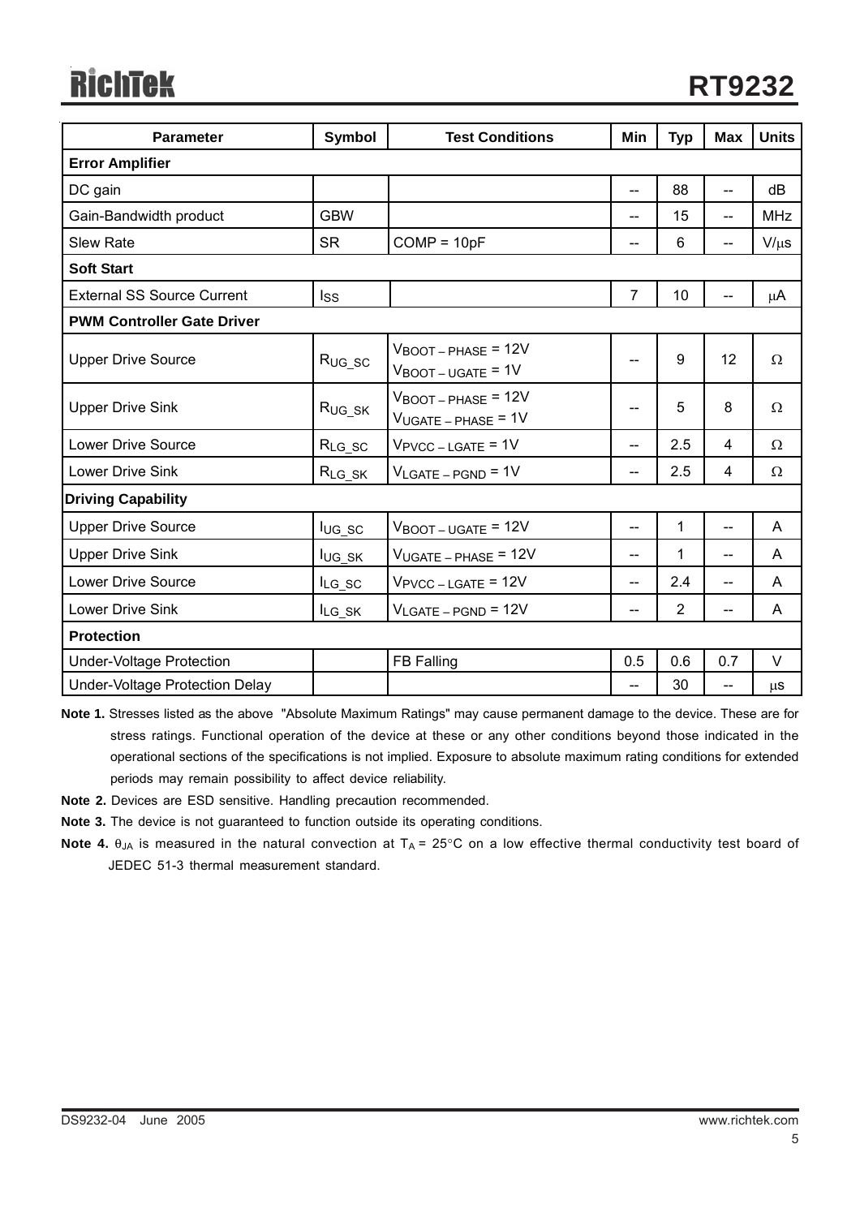| Parameter | Symbol | Test Conditions | Min | Typ | Max | Units |
|---|---|---|---|---|---|---|
| **Error Amplifier** | | | | | | |
| DC gain | | | -- | 88 | -- | dB |
| Gain-Bandwidth product | GBW | | -- | 15 | -- | MHz |
| Slew Rate | SR | COMP = 10pF | -- | 6 | -- | V/μs |
| **Soft Start** | | | | | | |
| External SS Source Current | $I_{SS}$ | | 7 | 10 | -- | μA |
| **PWM Controller Gate Driver** | | | | | | |
| Upper Drive Source | $R_{UG\_SC}$ | $V_{BOOT-PHASE}$ = 12V, $V_{BOOT-UGATE}$ = 1V | -- | 9 | 12 | Ω |
| Upper Drive Sink | $R_{UG\_SK}$ | $V_{BOOT-PHASE}$ = 12V, $V_{UGATE-PHASE}$ = 1V | -- | 5 | 8 | Ω |
| Lower Drive Source | $R_{LG\_SC}$ | $V_{PVCC-LGATE}$ = 1V | -- | 2.5 | 4 | Ω |
| Lower Drive Sink | $R_{LG\_SK}$ | $V_{LGATE-PGND}$ = 1V | -- | 2.5 | 4 | Ω |
| **Driving Capability** | | | | | | |
| Upper Drive Source | $I_{UG\_SC}$ | $V_{BOOT-UGATE}$ = 12V | -- | 1 | -- | A |
| Upper Drive Sink | $I_{UG\_SK}$ | $V_{UGATE-PHASE}$ = 12V | -- | 1 | -- | A |
| Lower Drive Source | $I_{LG\_SC}$ | $V_{PVCC-LGATE}$ = 12V | -- | 2.4 | -- | A |
| Lower Drive Sink | $I_{LG\_SK}$ | $V_{LGATE-PGND}$ = 12V | -- | 2 | -- | A |
| **Protection** | | | | | | |
| Under-Voltage Protection | | FB Falling | 0.5 | 0.6 | 0.7 | V |
| Under-Voltage Protection Delay | | | -- | 30 | -- | μs |

**Note 1.** Stresses listed as the above "Absolute Maximum Ratings" may cause permanent damage to the device. These are for stress ratings. Functional operation of the device at these or any other conditions beyond those indicated in the operational sections of the specifications is not implied. Exposure to absolute maximum rating conditions for extended periods may remain possibility to affect device reliability.

**Note 2.** Devices are ESD sensitive. Handling precaution recommended.

**Note 3.** The device is not guaranteed to function outside its operating conditions.

**Note 4.** $\theta_{JA}$ is measured in the natural convection at $T_A$ = 25°C on a low effective thermal conductivity test board of JEDEC 51-3 thermal measurement standard.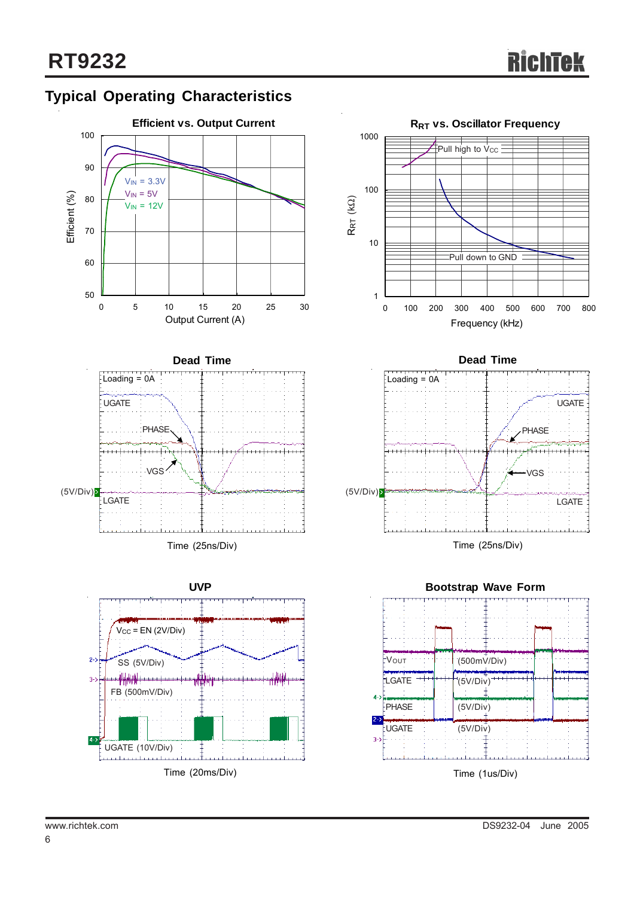## Typical Operating Characteristics

**Efficient vs. Output Current**

Efficient (%) vs. Output Current (A); curves: $V_{IN}$ = 3.3V, $V_{IN}$ = 5V, $V_{IN}$ = 12V

**$R_{RT}$ vs. Oscillator Frequency**

$R_{RT}$ (kΩ) vs. Frequency (kHz); curves: Pull high to $V_{CC}$, Pull down to GND

**Dead Time**

Loading = 0A

UGATE, PHASE, VGS, LGATE (5V/Div)

Time (25ns/Div)

**Dead Time**

Loading = 0A

UGATE, PHASE, VGS, LGATE (5V/Div)

Time (25ns/Div)

**UVP**

$V_{CC}$ = EN (2V/Div)

SS (5V/Div)

FB (500mV/Div)

UGATE (10V/Div)

Time (20ms/Div)

**Bootstrap Wave Form**

$V_{OUT}$ (500mV/Div)

LGATE (5V/Div)

PHASE (5V/Div)

UGATE (5V/Div)

Time (1us/Div)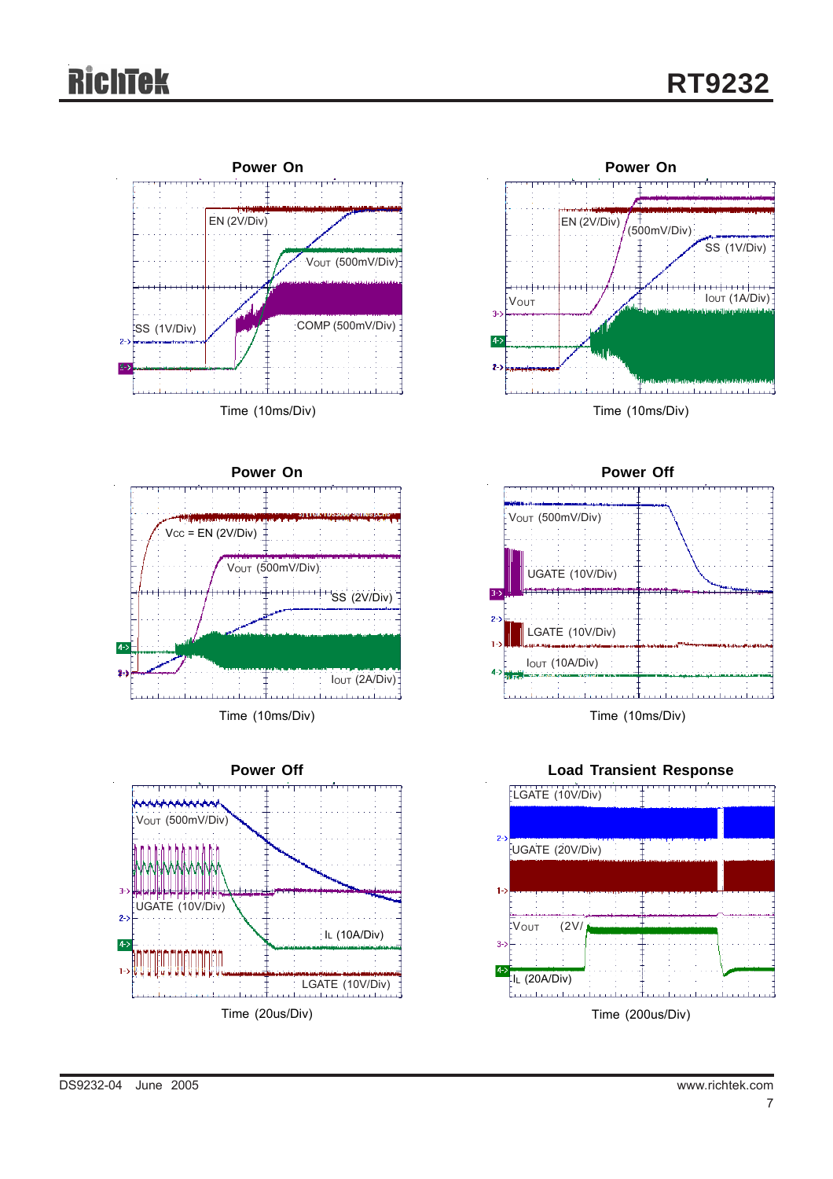**Power On**

EN (2V/Div)

$V_{OUT}$ (500mV/Div)

SS (1V/Div)

COMP (500mV/Div)

Time (10ms/Div)

**Power On**

EN (2V/Div)

(500mV/Div)

SS (1V/Div)

$V_{OUT}$

$I_{OUT}$ (1A/Div)

Time (10ms/Div)

**Power On**

$V_{CC}$ = EN (2V/Div)

$V_{OUT}$ (500mV/Div)

SS (2V/Div)

$I_{OUT}$ (2A/Div)

Time (10ms/Div)

**Power Off**

$V_{OUT}$ (500mV/Div)

UGATE (10V/Div)

LGATE (10V/Div)

$I_{OUT}$ (10A/Div)

Time (10ms/Div)

**Power Off**

$V_{OUT}$ (500mV/Div)

UGATE (10V/Div)

$I_L$ (10A/Div)

LGATE (10V/Div)

Time (20us/Div)

**Load Transient Response**

LGATE (10V/Div)

UGATE (20V/Div)

$V_{OUT}$ (2V/

$I_L$ (20A/Div)

Time (200us/Div)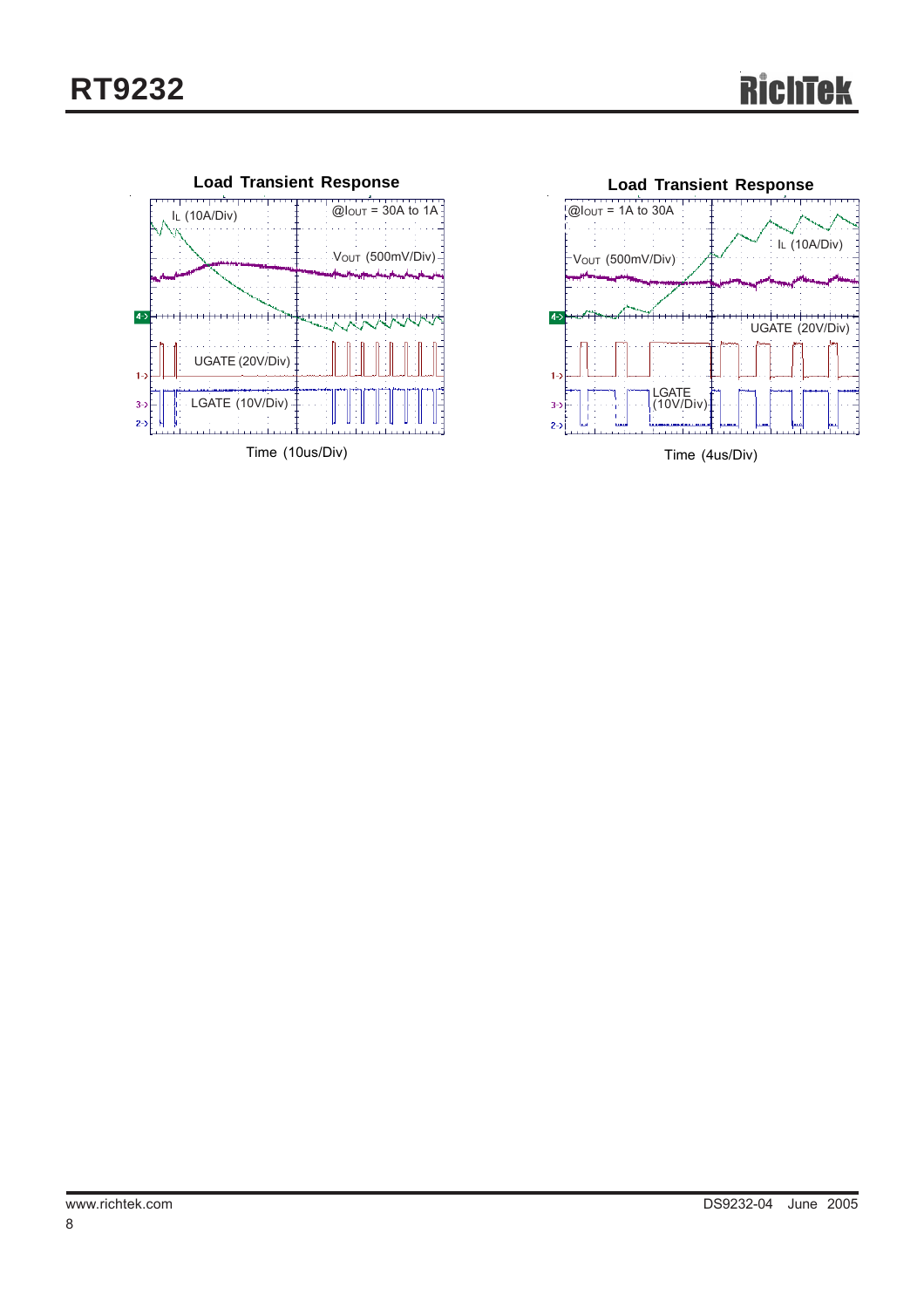**Load Transient Response**

$I_L$ (10A/Div)

@$I_{OUT}$ = 30A to 1A

$V_{OUT}$ (500mV/Div)

UGATE (20V/Div)

LGATE (10V/Div)

Time (10us/Div)

**Load Transient Response**

@$I_{OUT}$ = 1A to 30A

$I_L$ (10A/Div)

$V_{OUT}$ (500mV/Div)

UGATE (20V/Div)

LGATE (10V/Div)

Time (4us/Div)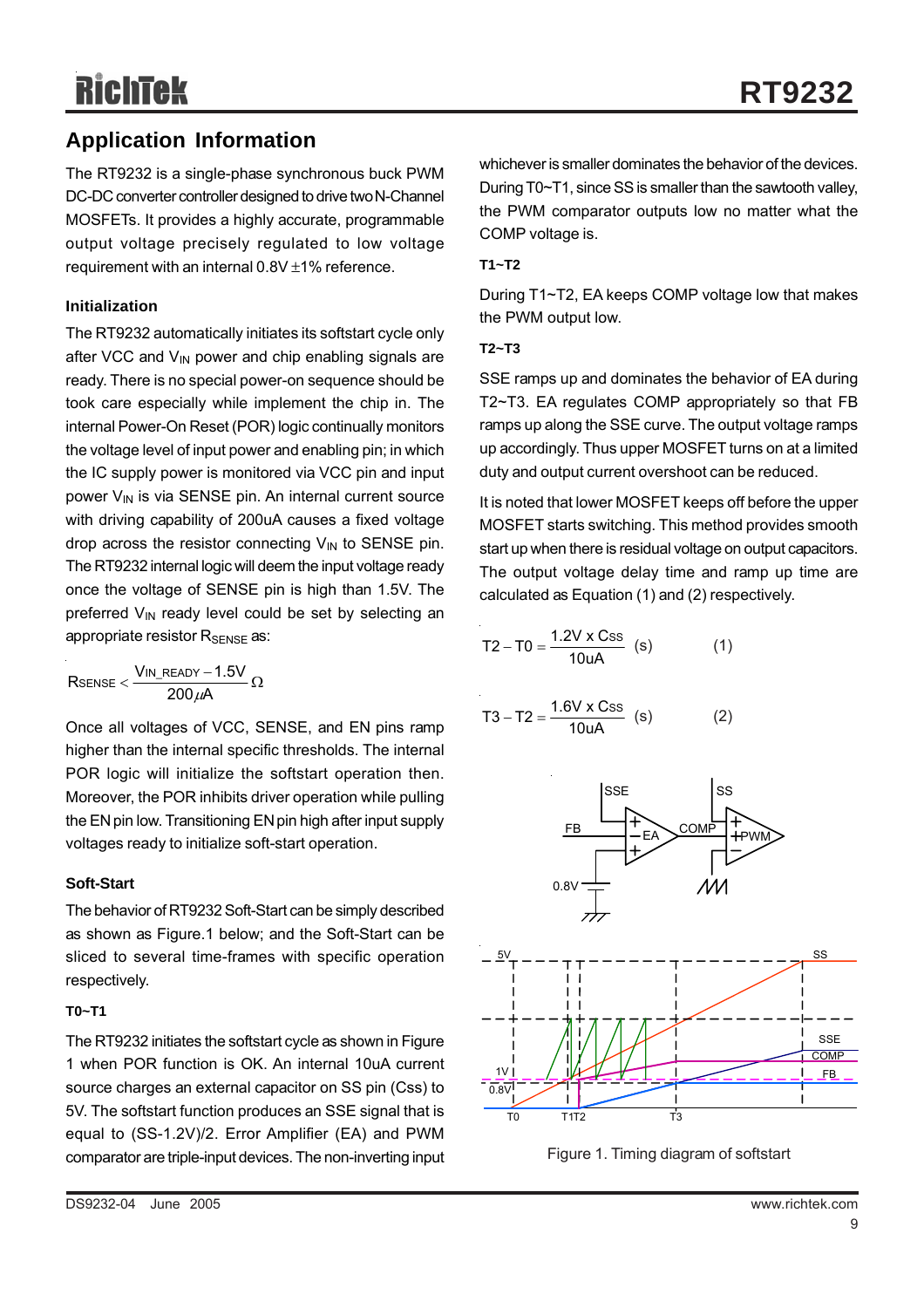## Application Information

The RT9232 is a single-phase synchronous buck PWM DC-DC converter controller designed to drive two N-Channel MOSFETs. It provides a highly accurate, programmable output voltage precisely regulated to low voltage requirement with an internal 0.8V ±1% reference.

### Initialization

The RT9232 automatically initiates its softstart cycle only after VCC and $V_{IN}$ power and chip enabling signals are ready. There is no special power-on sequence should be took care especially while implement the chip in. The internal Power-On Reset (POR) logic continually monitors the voltage level of input power and enabling pin; in which the IC supply power is monitored via VCC pin and input power $V_{IN}$ is via SENSE pin. An internal current source with driving capability of 200uA causes a fixed voltage drop across the resistor connecting $V_{IN}$ to SENSE pin. The RT9232 internal logic will deem the input voltage ready once the voltage of SENSE pin is high than 1.5V. The preferred $V_{IN}$ ready level could be set by selecting an appropriate resistor $R_{SENSE}$ as:

$$R_{SENSE} < \frac{V_{IN\_READY} - 1.5V}{200\mu A}\,\Omega$$

Once all voltages of VCC, SENSE, and EN pins ramp higher than the internal specific thresholds. The internal POR logic will initialize the softstart operation then. Moreover, the POR inhibits driver operation while pulling the EN pin low. Transitioning EN pin high after input supply voltages ready to initialize soft-start operation.

### Soft-Start

The behavior of RT9232 Soft-Start can be simply described as shown as Figure.1 below; and the Soft-Start can be sliced to several time-frames with specific operation respectively.

#### T0~T1

The RT9232 initiates the softstart cycle as shown in Figure 1 when POR function is OK. An internal 10uA current source charges an external capacitor on SS pin (Css) to 5V. The softstart function produces an SSE signal that is equal to (SS-1.2V)/2. Error Amplifier (EA) and PWM comparator are triple-input devices. The non-inverting input whichever is smaller dominates the behavior of the devices. During T0~T1, since SS is smaller than the sawtooth valley, the PWM comparator outputs low no matter what the COMP voltage is.

#### T1~T2

During T1~T2, EA keeps COMP voltage low that makes the PWM output low.

#### T2~T3

SSE ramps up and dominates the behavior of EA during T2~T3. EA regulates COMP appropriately so that FB ramps up along the SSE curve. The output voltage ramps up accordingly. Thus upper MOSFET turns on at a limited duty and output current overshoot can be reduced.

It is noted that lower MOSFET keeps off before the upper MOSFET starts switching. This method provides smooth start up when there is residual voltage on output capacitors. The output voltage delay time and ramp up time are calculated as Equation (1) and (2) respectively.

$$T2 - T0 = \frac{1.2V \times Css}{10uA}\ (s) \qquad (1)$$

$$T3 - T2 = \frac{1.6V \times Css}{10uA}\ (s) \qquad (2)$$

Figure 1. Timing diagram of softstart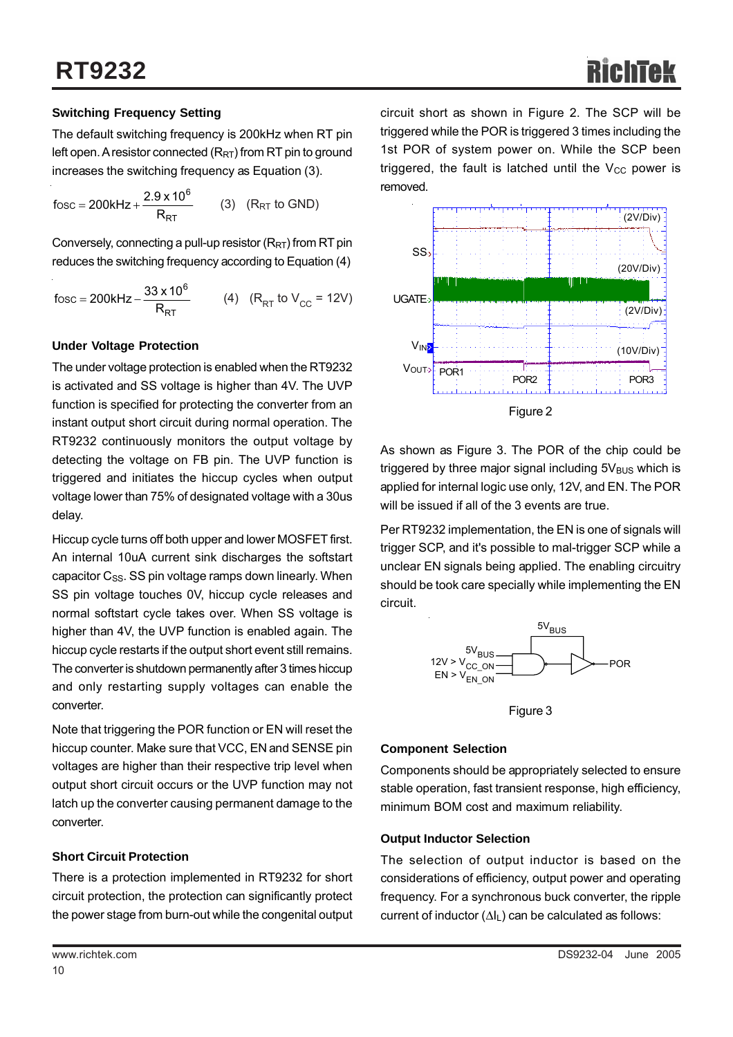## Switching Frequency Setting

The default switching frequency is 200kHz when RT pin left open. A resistor connected ($R_{RT}$) from RT pin to ground increases the switching frequency as Equation (3).

$$f_{OSC} = 200\text{kHz} + \frac{2.9 \times 10^6}{R_{RT}} \qquad (3) \quad (R_{RT} \text{ to GND})$$

Conversely, connecting a pull-up resistor ($R_{RT}$) from RT pin reduces the switching frequency according to Equation (4)

$$f_{OSC} = 200\text{kHz} - \frac{33 \times 10^6}{R_{RT}} \qquad (4) \quad (R_{RT} \text{ to } V_{CC} = 12V)$$

## Under Voltage Protection

The under voltage protection is enabled when the RT9232 is activated and SS voltage is higher than 4V. The UVP function is specified for protecting the converter from an instant output short circuit during normal operation. The RT9232 continuously monitors the output voltage by detecting the voltage on FB pin. The UVP function is triggered and initiates the hiccup cycles when output voltage lower than 75% of designated voltage with a 30us delay.

Hiccup cycle turns off both upper and lower MOSFET first. An internal 10uA current sink discharges the softstart capacitor $C_{SS}$. SS pin voltage ramps down linearly. When SS pin voltage touches 0V, hiccup cycle releases and normal softstart cycle takes over. When SS voltage is higher than 4V, the UVP function is enabled again. The hiccup cycle restarts if the output short event still remains. The converter is shutdown permanently after 3 times hiccup and only restarting supply voltages can enable the converter.

Note that triggering the POR function or EN will reset the hiccup counter. Make sure that VCC, EN and SENSE pin voltages are higher than their respective trip level when output short circuit occurs or the UVP function may not latch up the converter causing permanent damage to the converter.

## Short Circuit Protection

There is a protection implemented in RT9232 for short circuit protection, the protection can significantly protect the power stage from burn-out while the congenital output circuit short as shown in Figure 2. The SCP will be triggered while the POR is triggered 3 times including the 1st POR of system power on. While the SCP been triggered, the fault is latched until the $V_{CC}$ power is removed.

Figure 2

As shown as Figure 3. The POR of the chip could be triggered by three major signal including $5V_{BUS}$ which is applied for internal logic use only, 12V, and EN. The POR will be issued if all of the 3 events are true.

Per RT9232 implementation, the EN is one of signals will trigger SCP, and it's possible to mal-trigger SCP while a unclear EN signals being applied. The enabling circuitry should be took care specially while implementing the EN circuit.

Figure 3

## Component Selection

Components should be appropriately selected to ensure stable operation, fast transient response, high efficiency, minimum BOM cost and maximum reliability.

## Output Inductor Selection

The selection of output inductor is based on the considerations of efficiency, output power and operating frequency. For a synchronous buck converter, the ripple current of inductor ($\Delta I_L$) can be calculated as follows: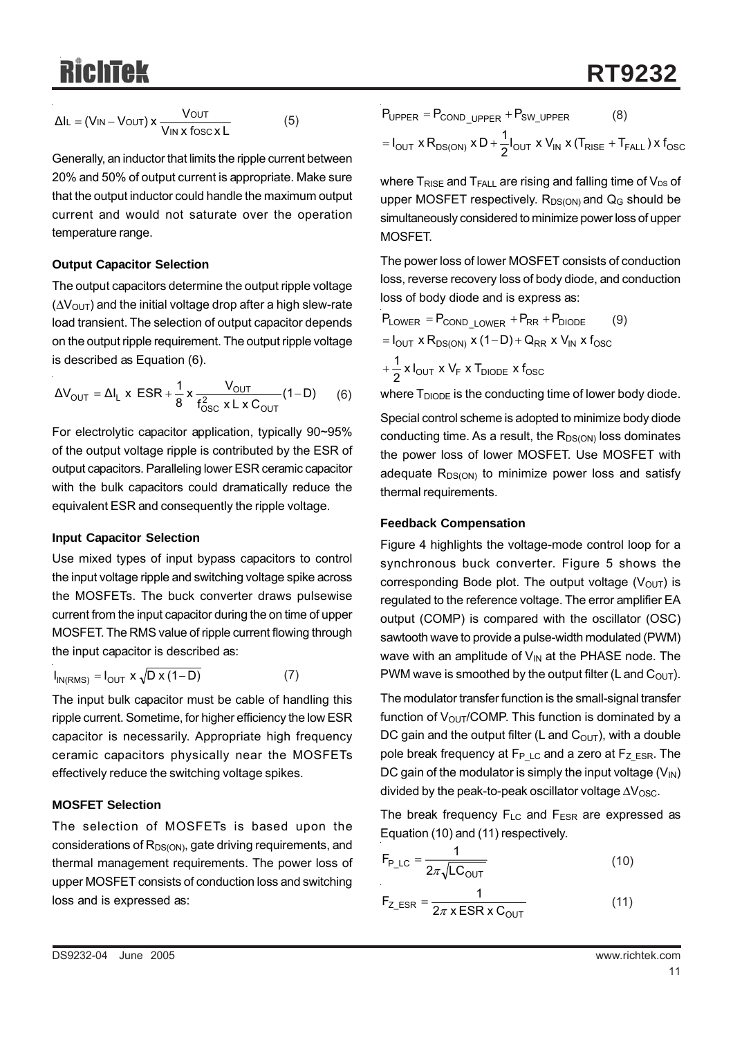$$\Delta I_L = (V_{IN} - V_{OUT}) \times \frac{V_{OUT}}{V_{IN} \times f_{OSC} \times L} \qquad (5)$$

Generally, an inductor that limits the ripple current between 20% and 50% of output current is appropriate. Make sure that the output inductor could handle the maximum output current and would not saturate over the operation temperature range.

#### Output Capacitor Selection

The output capacitors determine the output ripple voltage ($\Delta V_{OUT}$) and the initial voltage drop after a high slew-rate load transient. The selection of output capacitor depends on the output ripple requirement. The output ripple voltage is described as Equation (6).

$$\Delta V_{OUT} = \Delta I_L \times ESR + \frac{1}{8} \times \frac{V_{OUT}}{f_{OSC}^2 \times L \times C_{OUT}}(1-D) \qquad (6)$$

For electrolytic capacitor application, typically 90~95% of the output voltage ripple is contributed by the ESR of output capacitors. Paralleling lower ESR ceramic capacitor with the bulk capacitors could dramatically reduce the equivalent ESR and consequently the ripple voltage.

#### Input Capacitor Selection

Use mixed types of input bypass capacitors to control the input voltage ripple and switching voltage spike across the MOSFETs. The buck converter draws pulsewise current from the input capacitor during the on time of upper MOSFET. The RMS value of ripple current flowing through the input capacitor is described as:

$$I_{IN(RMS)} = I_{OUT} \times \sqrt{D \times (1-D)} \qquad (7)$$

The input bulk capacitor must be cable of handling this ripple current. Sometime, for higher efficiency the low ESR capacitor is necessarily. Appropriate high frequency ceramic capacitors physically near the MOSFETs effectively reduce the switching voltage spikes.

#### MOSFET Selection

The selection of MOSFETs is based upon the considerations of $R_{DS(ON)}$, gate driving requirements, and thermal management requirements. The power loss of upper MOSFET consists of conduction loss and switching loss and is expressed as:

$$P_{UPPER} = P_{COND\_UPPER} + P_{SW\_UPPER} \qquad (8)$$

$$= I_{OUT} \times R_{DS(ON)} \times D + \frac{1}{2} I_{OUT} \times V_{IN} \times (T_{RISE} + T_{FALL}) \times f_{OSC}$$

where $T_{RISE}$ and $T_{FALL}$ are rising and falling time of $V_{DS}$ of upper MOSFET respectively. $R_{DS(ON)}$ and $Q_G$ should be simultaneously considered to minimize power loss of upper MOSFET.

The power loss of lower MOSFET consists of conduction loss, reverse recovery loss of body diode, and conduction loss of body diode and is express as:

$$P_{LOWER} = P_{COND\_LOWER} + P_{RR} + P_{DIODE} \qquad (9)$$

$$= I_{OUT} \times R_{DS(ON)} \times (1-D) + Q_{RR} \times V_{IN} \times f_{OSC}$$

$$+ \frac{1}{2} \times I_{OUT} \times V_F \times T_{DIODE} \times f_{OSC}$$

where $T_{DIODE}$ is the conducting time of lower body diode.

Special control scheme is adopted to minimize body diode conducting time. As a result, the $R_{DS(ON)}$ loss dominates the power loss of lower MOSFET. Use MOSFET with adequate $R_{DS(ON)}$ to minimize power loss and satisfy thermal requirements.

#### Feedback Compensation

Figure 4 highlights the voltage-mode control loop for a synchronous buck converter. Figure 5 shows the corresponding Bode plot. The output voltage ($V_{OUT}$) is regulated to the reference voltage. The error amplifier EA output (COMP) is compared with the oscillator (OSC) sawtooth wave to provide a pulse-width modulated (PWM) wave with an amplitude of $V_{IN}$ at the PHASE node. The PWM wave is smoothed by the output filter (L and $C_{OUT}$).

The modulator transfer function is the small-signal transfer function of $V_{OUT}$/COMP. This function is dominated by a DC gain and the output filter (L and $C_{OUT}$), with a double pole break frequency at $F_{P\_LC}$ and a zero at $F_{Z\_ESR}$. The DC gain of the modulator is simply the input voltage ($V_{IN}$) divided by the peak-to-peak oscillator voltage $\Delta V_{OSC}$.

The break frequency $F_{LC}$ and $F_{ESR}$ are expressed as Equation (10) and (11) respectively.

$$F_{P\_LC} = \frac{1}{2\pi\sqrt{LC_{OUT}}} \qquad (10)$$

$$F_{Z\_ESR} = \frac{1}{2\pi \times ESR \times C_{OUT}} \qquad (11)$$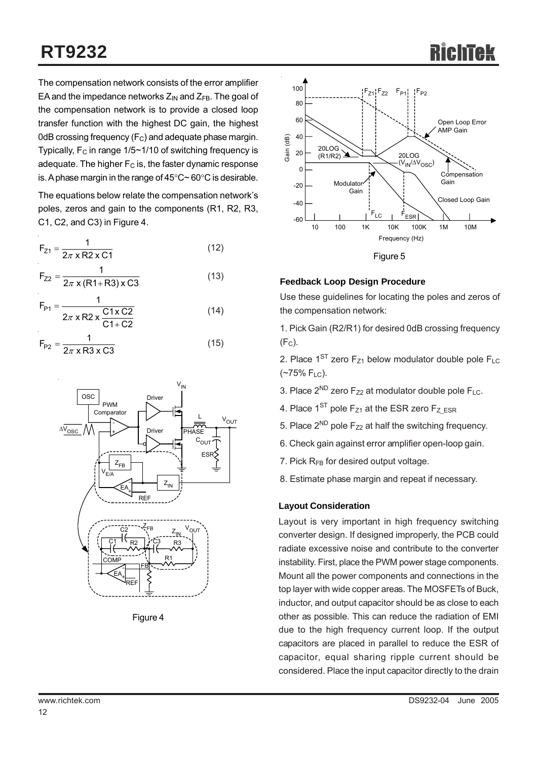The compensation network consists of the error amplifier EA and the impedance networks $Z_{IN}$ and $Z_{FB}$. The goal of the compensation network is to provide a closed loop transfer function with the highest DC gain, the highest 0dB crossing frequency ($F_C$) and adequate phase margin. Typically, $F_C$ in range 1/5~1/10 of switching frequency is adequate. The higher $F_C$ is, the faster dynamic response is. A phase margin in the range of 45°C~ 60°C is desirable.

The equations below relate the compensation network's poles, zeros and gain to the components (R1, R2, R3, C1, C2, and C3) in Figure 4.

$$F_{Z1} = \frac{1}{2\pi \times R2 \times C1} \quad (12)$$

$$F_{Z2} = \frac{1}{2\pi \times (R1 + R3) \times C3} \quad (13)$$

$$F_{P1} = \frac{1}{2\pi \times R2 \times \frac{C1 \times C2}{C1 + C2}} \quad (14)$$

$$F_{P2} = \frac{1}{2\pi \times R3 \times C3} \quad (15)$$

Figure 4

Figure 5

### Feedback Loop Design Procedure

Use these guidelines for locating the poles and zeros of the compensation network:

1. Pick Gain (R2/R1) for desired 0dB crossing frequency ($F_C$).
2. Place 1ST zero $F_{Z1}$ below modulator double pole $F_{LC}$ (~75% $F_{LC}$).
3. Place 2ND zero $F_{Z2}$ at modulator double pole $F_{LC}$.
4. Place 1ST pole $F_{Z1}$ at the ESR zero $F_{Z\_ESR}$
5. Place 2ND pole $F_{Z2}$ at half the switching frequency.
6. Check gain against error amplifier open-loop gain.
7. Pick $R_{FB}$ for desired output voltage.
8. Estimate phase margin and repeat if necessary.

### Layout Consideration

Layout is very important in high frequency switching converter design. If designed improperly, the PCB could radiate excessive noise and contribute to the converter instability. First, place the PWM power stage components. Mount all the power components and connections in the top layer with wide copper areas. The MOSFETs of Buck, inductor, and output capacitor should be as close to each other as possible. This can reduce the radiation of EMI due to the high frequency current loop. If the output capacitors are placed in parallel to reduce the ESR of capacitor, equal sharing ripple current should be considered. Place the input capacitor directly to the drain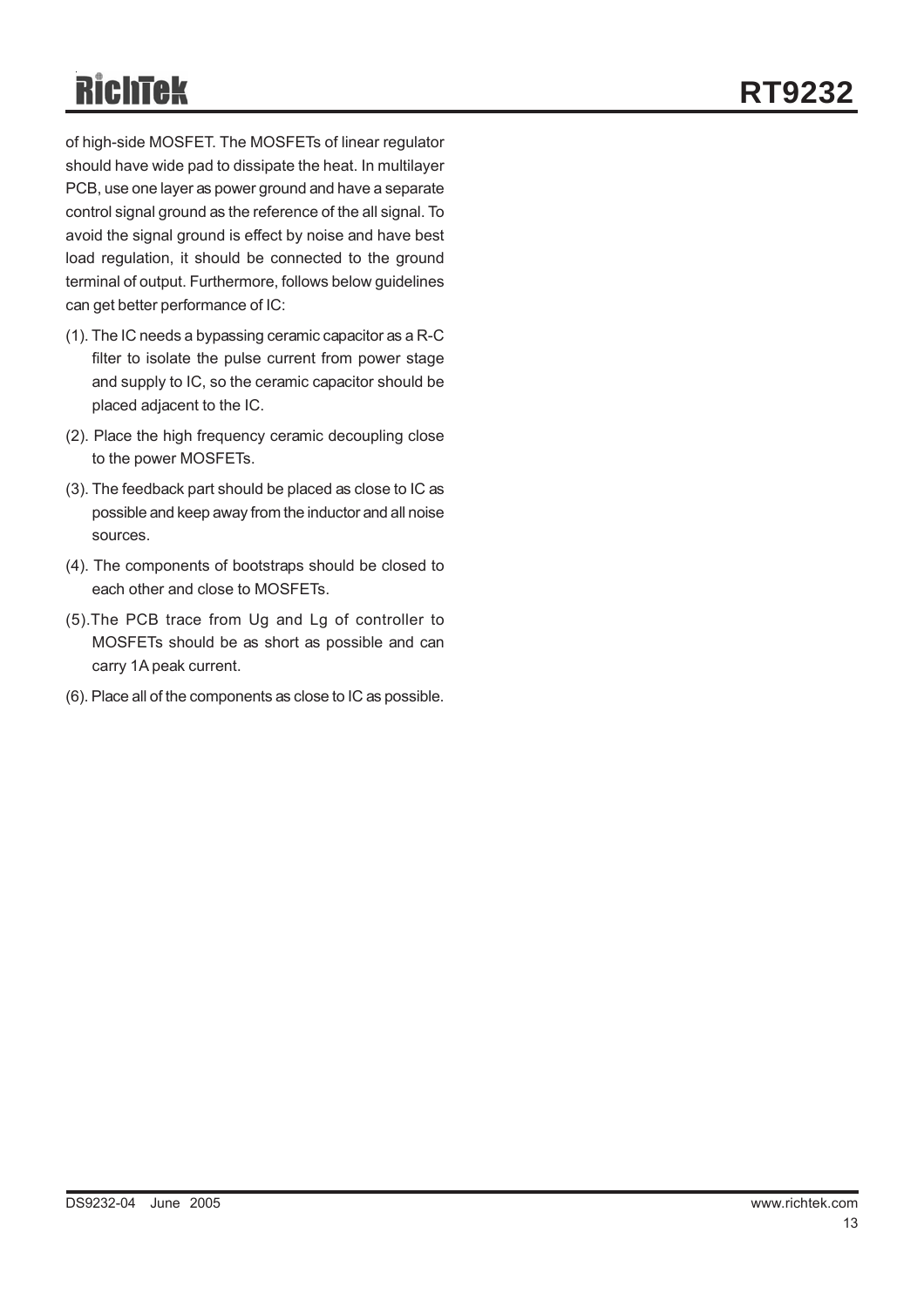of high-side MOSFET. The MOSFETs of linear regulator should have wide pad to dissipate the heat. In multilayer PCB, use one layer as power ground and have a separate control signal ground as the reference of the all signal. To avoid the signal ground is effect by noise and have best load regulation, it should be connected to the ground terminal of output. Furthermore, follows below guidelines can get better performance of IC:

(1). The IC needs a bypassing ceramic capacitor as a R-C filter to isolate the pulse current from power stage and supply to IC, so the ceramic capacitor should be placed adjacent to the IC.

(2). Place the high frequency ceramic decoupling close to the power MOSFETs.

(3). The feedback part should be placed as close to IC as possible and keep away from the inductor and all noise sources.

(4). The components of bootstraps should be closed to each other and close to MOSFETs.

(5). The PCB trace from Ug and Lg of controller to MOSFETs should be as short as possible and can carry 1A peak current.

(6). Place all of the components as close to IC as possible.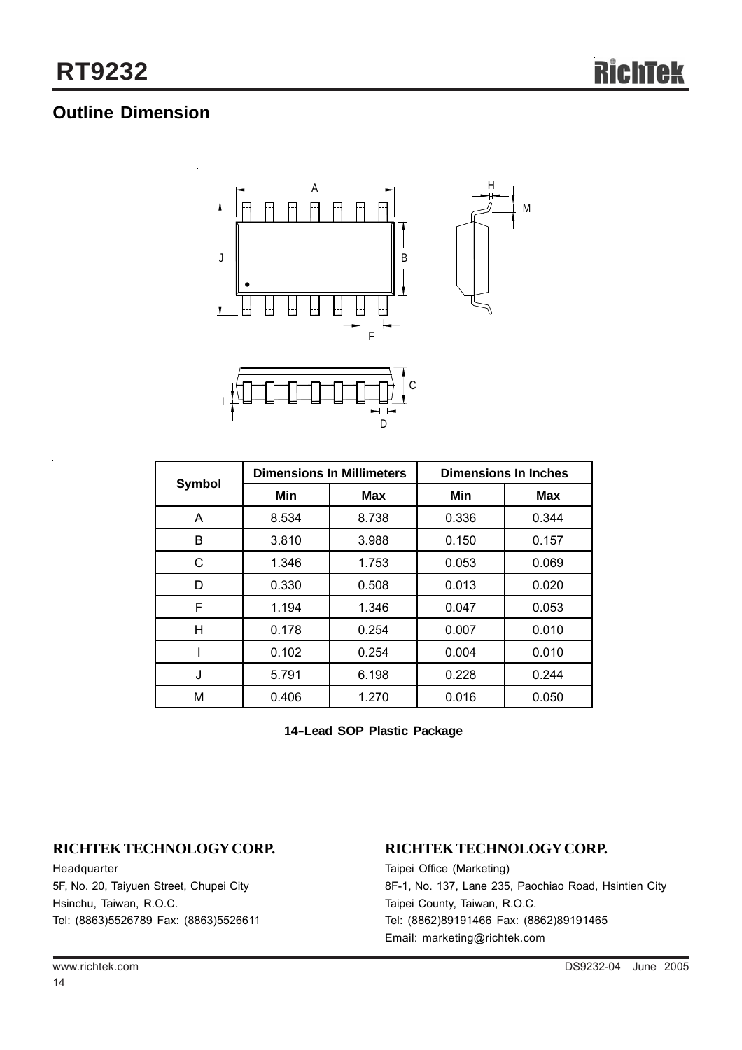## Outline Dimension

A
H
M
J
B
F
C
I
D

| Symbol | Dimensions In Millimeters | | Dimensions In Inches | |
|---|---|---|---|---|
| | Min | Max | Min | Max |
| A | 8.534 | 8.738 | 0.336 | 0.344 |
| B | 3.810 | 3.988 | 0.150 | 0.157 |
| C | 1.346 | 1.753 | 0.053 | 0.069 |
| D | 0.330 | 0.508 | 0.013 | 0.020 |
| F | 1.194 | 1.346 | 0.047 | 0.053 |
| H | 0.178 | 0.254 | 0.007 | 0.010 |
| I | 0.102 | 0.254 | 0.004 | 0.010 |
| J | 5.791 | 6.198 | 0.228 | 0.244 |
| M | 0.406 | 1.270 | 0.016 | 0.050 |

**14–Lead SOP Plastic Package**

**RICHTEK TECHNOLOGY CORP.**

Headquarter
5F, No. 20, Taiyuen Street, Chupei City
Hsinchu, Taiwan, R.O.C.
Tel: (8863)5526789 Fax: (8863)5526611

**RICHTEK TECHNOLOGY CORP.**

Taipei Office (Marketing)
8F-1, No. 137, Lane 235, Paochiao Road, Hsintien City
Taipei County, Taiwan, R.O.C.
Tel: (8862)89191466 Fax: (8862)89191465
Email: marketing@richtek.com